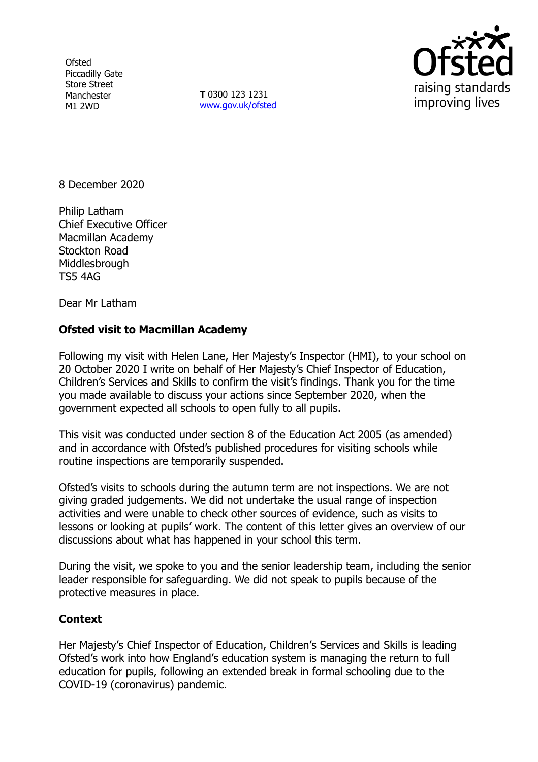Ofsted
Piccadilly Gate
Store Street
Manchester
M1 2WD

**T** 0300 123 1231
www.gov.uk/ofsted

raising standards
improving lives

8 December 2020

Philip Latham
Chief Executive Officer
Macmillan Academy
Stockton Road
Middlesbrough
TS5 4AG

Dear Mr Latham

**Ofsted visit to Macmillan Academy**

Following my visit with Helen Lane, Her Majesty's Inspector (HMI), to your school on 20 October 2020 I write on behalf of Her Majesty's Chief Inspector of Education, Children's Services and Skills to confirm the visit's findings. Thank you for the time you made available to discuss your actions since September 2020, when the government expected all schools to open fully to all pupils.

This visit was conducted under section 8 of the Education Act 2005 (as amended) and in accordance with Ofsted's published procedures for visiting schools while routine inspections are temporarily suspended.

Ofsted's visits to schools during the autumn term are not inspections. We are not giving graded judgements. We did not undertake the usual range of inspection activities and were unable to check other sources of evidence, such as visits to lessons or looking at pupils' work. The content of this letter gives an overview of our discussions about what has happened in your school this term.

During the visit, we spoke to you and the senior leadership team, including the senior leader responsible for safeguarding. We did not speak to pupils because of the protective measures in place.

**Context**

Her Majesty's Chief Inspector of Education, Children's Services and Skills is leading Ofsted's work into how England's education system is managing the return to full education for pupils, following an extended break in formal schooling due to the COVID-19 (coronavirus) pandemic.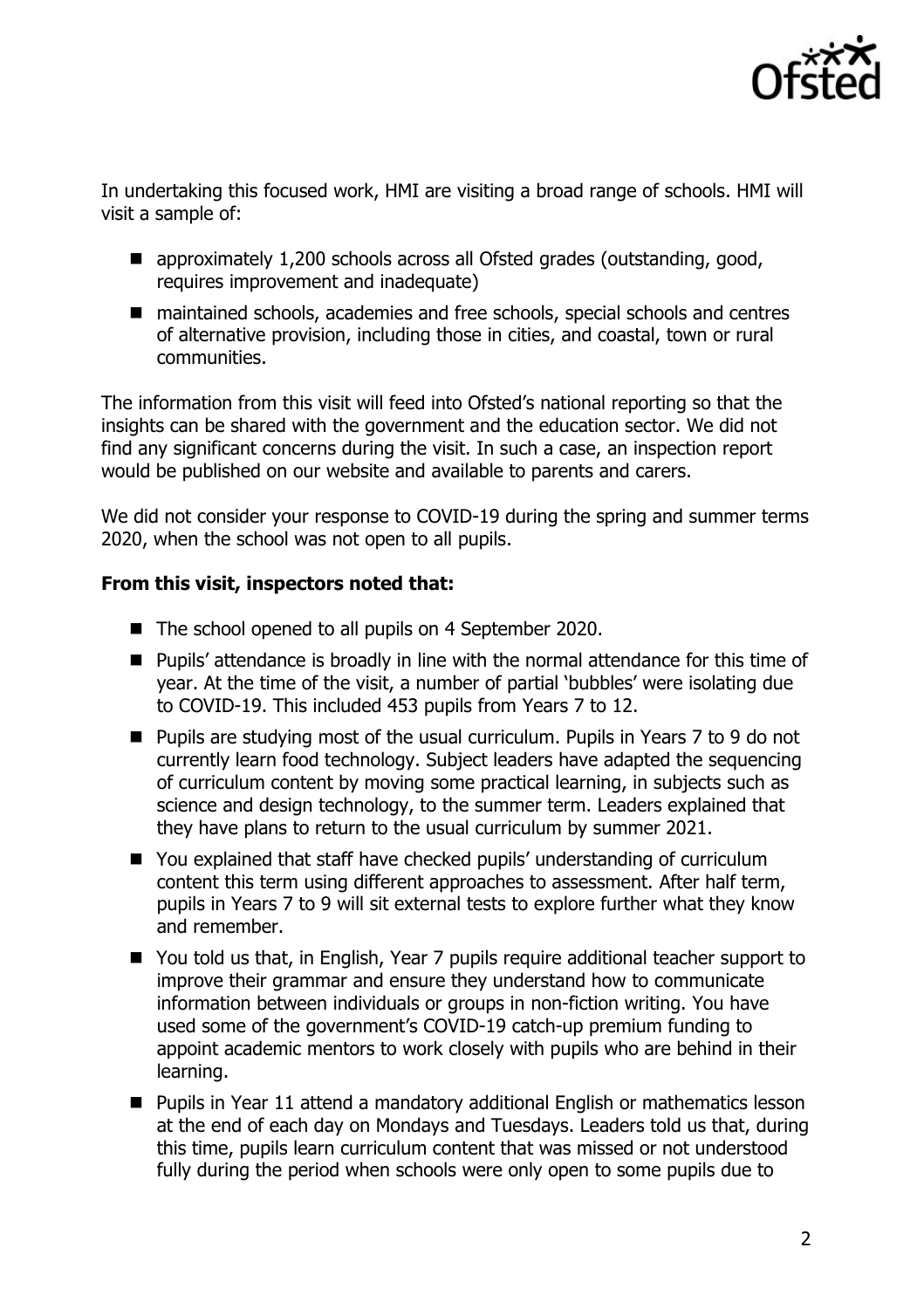In undertaking this focused work, HMI are visiting a broad range of schools. HMI will visit a sample of:

- approximately 1,200 schools across all Ofsted grades (outstanding, good, requires improvement and inadequate)
- maintained schools, academies and free schools, special schools and centres of alternative provision, including those in cities, and coastal, town or rural communities.

The information from this visit will feed into Ofsted's national reporting so that the insights can be shared with the government and the education sector. We did not find any significant concerns during the visit. In such a case, an inspection report would be published on our website and available to parents and carers.

We did not consider your response to COVID-19 during the spring and summer terms 2020, when the school was not open to all pupils.

**From this visit, inspectors noted that:**

- The school opened to all pupils on 4 September 2020.
- Pupils' attendance is broadly in line with the normal attendance for this time of year. At the time of the visit, a number of partial 'bubbles' were isolating due to COVID-19. This included 453 pupils from Years 7 to 12.
- Pupils are studying most of the usual curriculum. Pupils in Years 7 to 9 do not currently learn food technology. Subject leaders have adapted the sequencing of curriculum content by moving some practical learning, in subjects such as science and design technology, to the summer term. Leaders explained that they have plans to return to the usual curriculum by summer 2021.
- You explained that staff have checked pupils' understanding of curriculum content this term using different approaches to assessment. After half term, pupils in Years 7 to 9 will sit external tests to explore further what they know and remember.
- You told us that, in English, Year 7 pupils require additional teacher support to improve their grammar and ensure they understand how to communicate information between individuals or groups in non-fiction writing. You have used some of the government's COVID-19 catch-up premium funding to appoint academic mentors to work closely with pupils who are behind in their learning.
- Pupils in Year 11 attend a mandatory additional English or mathematics lesson at the end of each day on Mondays and Tuesdays. Leaders told us that, during this time, pupils learn curriculum content that was missed or not understood fully during the period when schools were only open to some pupils due to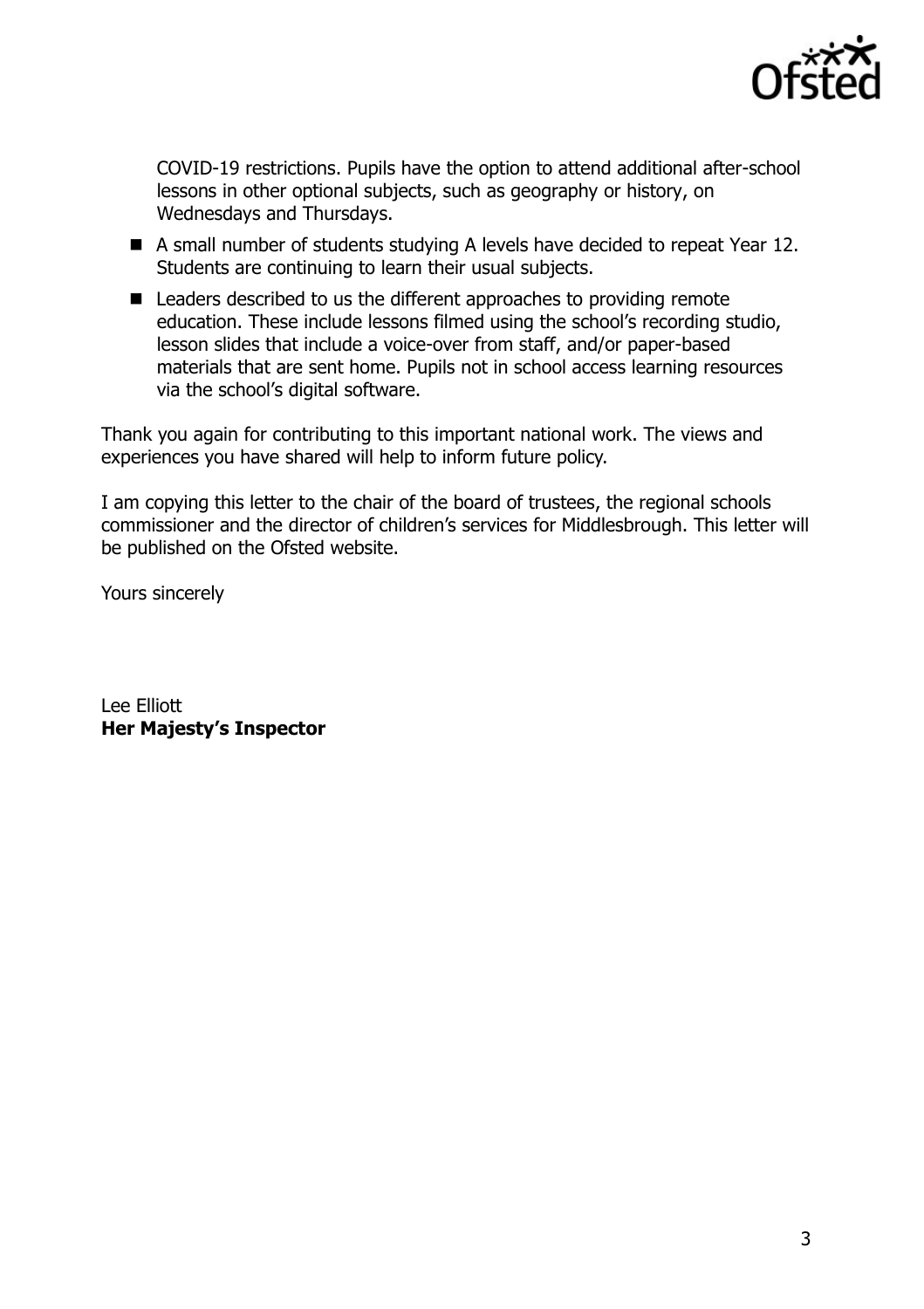COVID-19 restrictions. Pupils have the option to attend additional after-school lessons in other optional subjects, such as geography or history, on Wednesdays and Thursdays.

- A small number of students studying A levels have decided to repeat Year 12. Students are continuing to learn their usual subjects.
- Leaders described to us the different approaches to providing remote education. These include lessons filmed using the school's recording studio, lesson slides that include a voice-over from staff, and/or paper-based materials that are sent home. Pupils not in school access learning resources via the school's digital software.

Thank you again for contributing to this important national work. The views and experiences you have shared will help to inform future policy.

I am copying this letter to the chair of the board of trustees, the regional schools commissioner and the director of children's services for Middlesbrough. This letter will be published on the Ofsted website.

Yours sincerely

Lee Elliott
**Her Majesty's Inspector**